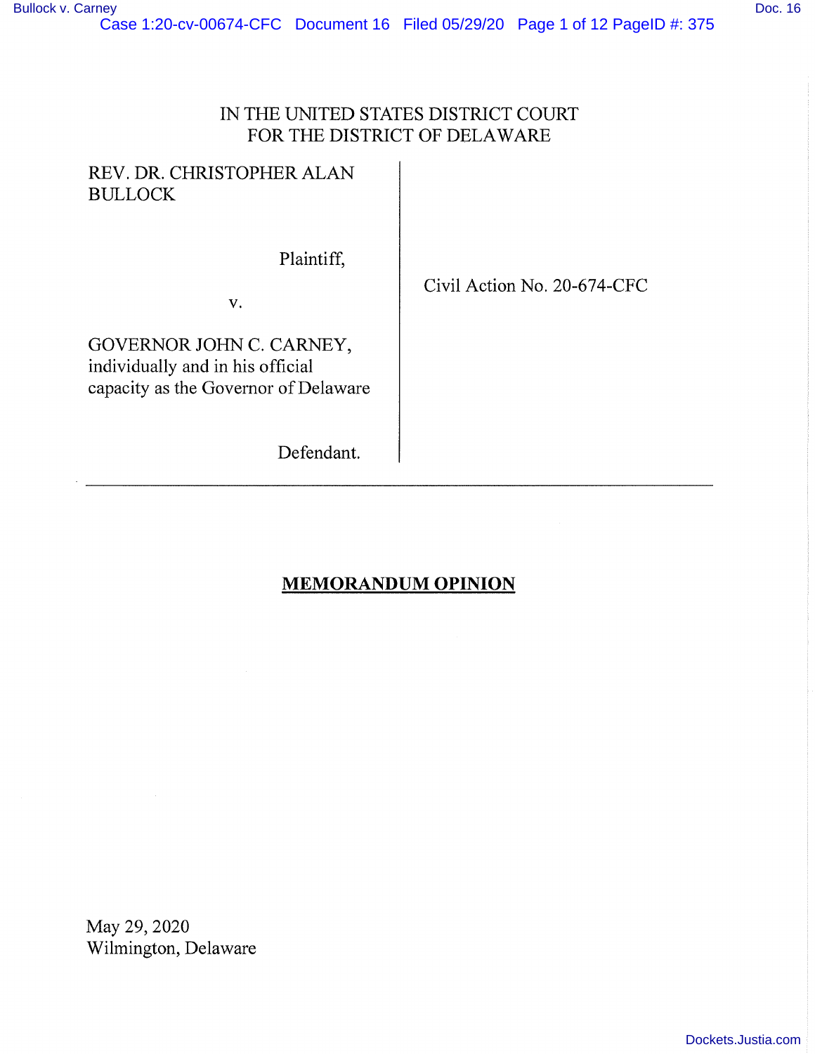IN THE UNITED STATES DISTRICT COURT
FOR THE DISTRICT OF DELAWARE

| | |
|---|---|
| REV. DR. CHRISTOPHER ALAN BULLOCK<br><br>Plaintiff,<br><br>v.<br><br>GOVERNOR JOHN C. CARNEY, individually and in his official capacity as the Governor of Delaware<br><br>Defendant. | Civil Action No. 20-674-CFC |

## MEMORANDUM OPINION

May 29, 2020
Wilmington, Delaware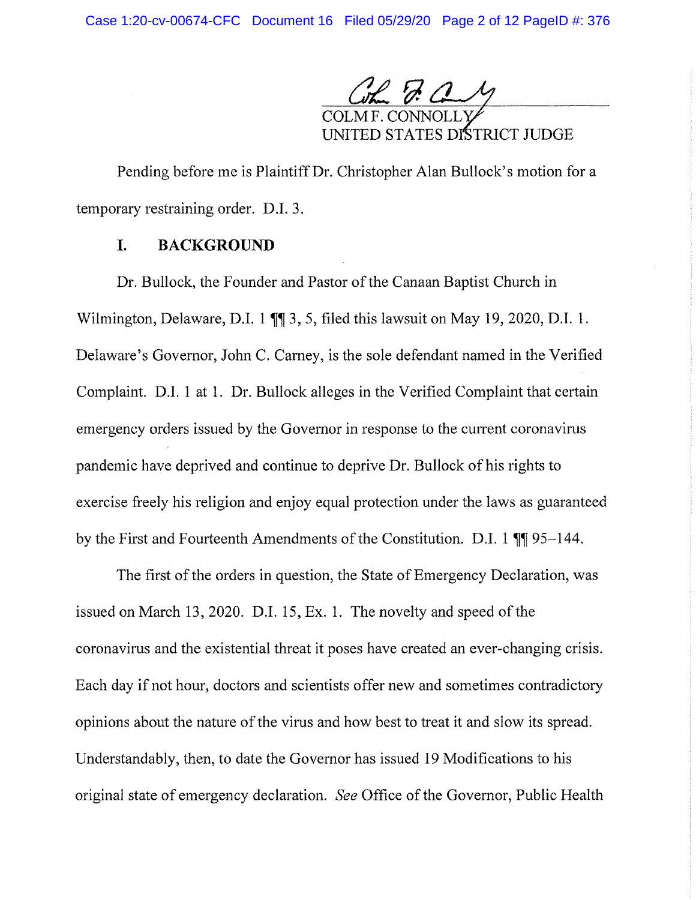COLM F. CONNOLLY
UNITED STATES DISTRICT JUDGE

Pending before me is Plaintiff Dr. Christopher Alan Bullock's motion for a temporary restraining order. D.I. 3.

## I. BACKGROUND

Dr. Bullock, the Founder and Pastor of the Canaan Baptist Church in Wilmington, Delaware, D.I. 1 ¶¶ 3, 5, filed this lawsuit on May 19, 2020, D.I. 1. Delaware's Governor, John C. Carney, is the sole defendant named in the Verified Complaint. D.I. 1 at 1. Dr. Bullock alleges in the Verified Complaint that certain emergency orders issued by the Governor in response to the current coronavirus pandemic have deprived and continue to deprive Dr. Bullock of his rights to exercise freely his religion and enjoy equal protection under the laws as guaranteed by the First and Fourteenth Amendments of the Constitution. D.I. 1 ¶¶ 95–144.

The first of the orders in question, the State of Emergency Declaration, was issued on March 13, 2020. D.I. 15, Ex. 1. The novelty and speed of the coronavirus and the existential threat it poses have created an ever-changing crisis. Each day if not hour, doctors and scientists offer new and sometimes contradictory opinions about the nature of the virus and how best to treat it and slow its spread. Understandably, then, to date the Governor has issued 19 Modifications to his original state of emergency declaration. *See* Office of the Governor, Public Health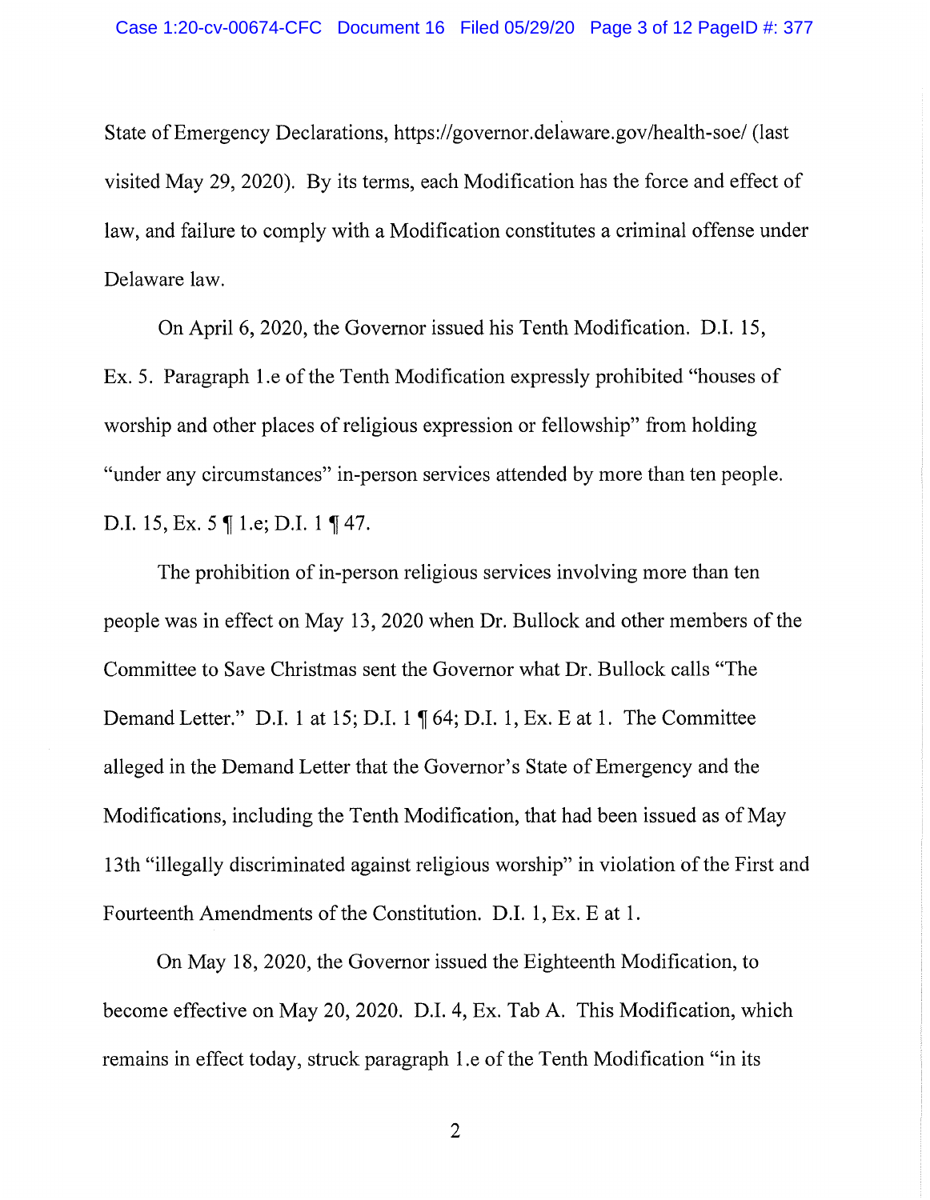State of Emergency Declarations, https://governor.delaware.gov/health-soe/ (last visited May 29, 2020). By its terms, each Modification has the force and effect of law, and failure to comply with a Modification constitutes a criminal offense under Delaware law.

On April 6, 2020, the Governor issued his Tenth Modification. D.I. 15, Ex. 5. Paragraph 1.e of the Tenth Modification expressly prohibited "houses of worship and other places of religious expression or fellowship" from holding "under any circumstances" in-person services attended by more than ten people. D.I. 15, Ex. 5 ¶ 1.e; D.I. 1 ¶ 47.

The prohibition of in-person religious services involving more than ten people was in effect on May 13, 2020 when Dr. Bullock and other members of the Committee to Save Christmas sent the Governor what Dr. Bullock calls "The Demand Letter." D.I. 1 at 15; D.I. 1 ¶ 64; D.I. 1, Ex. E at 1. The Committee alleged in the Demand Letter that the Governor's State of Emergency and the Modifications, including the Tenth Modification, that had been issued as of May 13th "illegally discriminated against religious worship" in violation of the First and Fourteenth Amendments of the Constitution. D.I. 1, Ex. E at 1.

On May 18, 2020, the Governor issued the Eighteenth Modification, to become effective on May 20, 2020. D.I. 4, Ex. Tab A. This Modification, which remains in effect today, struck paragraph 1.e of the Tenth Modification "in its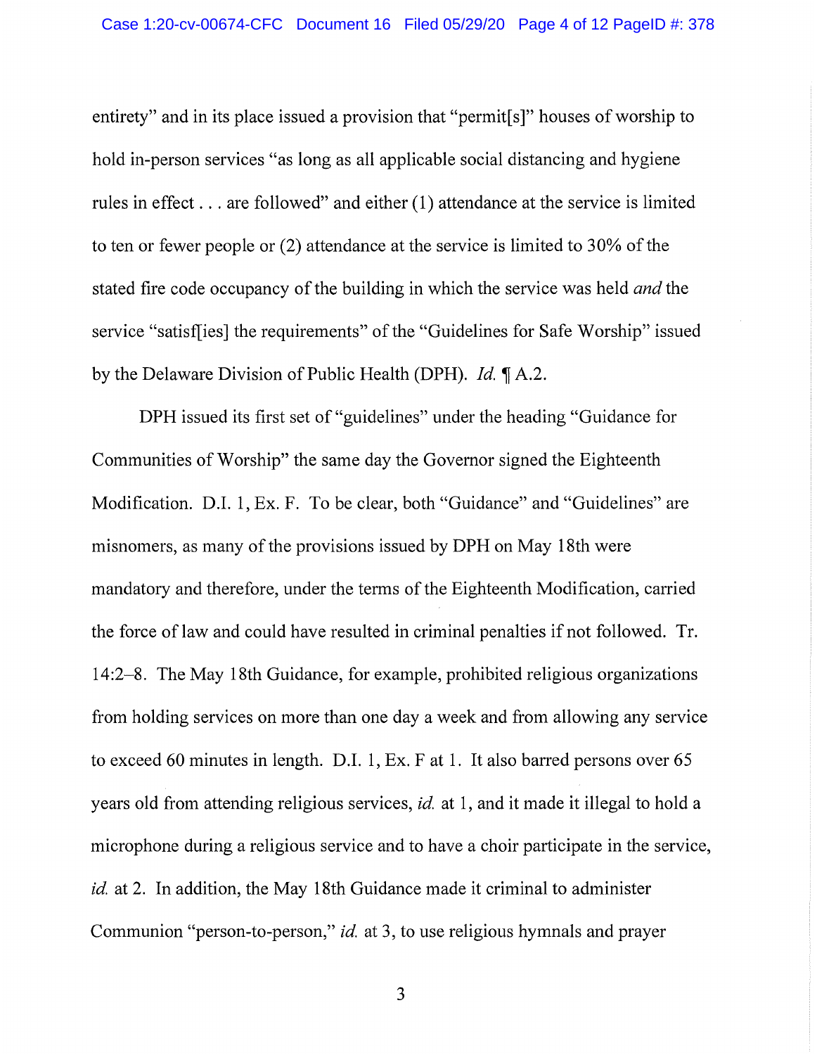entirety" and in its place issued a provision that "permit[s]" houses of worship to hold in-person services "as long as all applicable social distancing and hygiene rules in effect . . . are followed" and either (1) attendance at the service is limited to ten or fewer people or (2) attendance at the service is limited to 30% of the stated fire code occupancy of the building in which the service was held *and* the service "satisf[ies] the requirements" of the "Guidelines for Safe Worship" issued by the Delaware Division of Public Health (DPH). *Id.* ¶ A.2.

DPH issued its first set of "guidelines" under the heading "Guidance for Communities of Worship" the same day the Governor signed the Eighteenth Modification. D.I. 1, Ex. F. To be clear, both "Guidance" and "Guidelines" are misnomers, as many of the provisions issued by DPH on May 18th were mandatory and therefore, under the terms of the Eighteenth Modification, carried the force of law and could have resulted in criminal penalties if not followed. Tr. 14:2–8. The May 18th Guidance, for example, prohibited religious organizations from holding services on more than one day a week and from allowing any service to exceed 60 minutes in length. D.I. 1, Ex. F at 1. It also barred persons over 65 years old from attending religious services, *id.* at 1, and it made it illegal to hold a microphone during a religious service and to have a choir participate in the service, *id.* at 2. In addition, the May 18th Guidance made it criminal to administer Communion "person-to-person," *id.* at 3, to use religious hymnals and prayer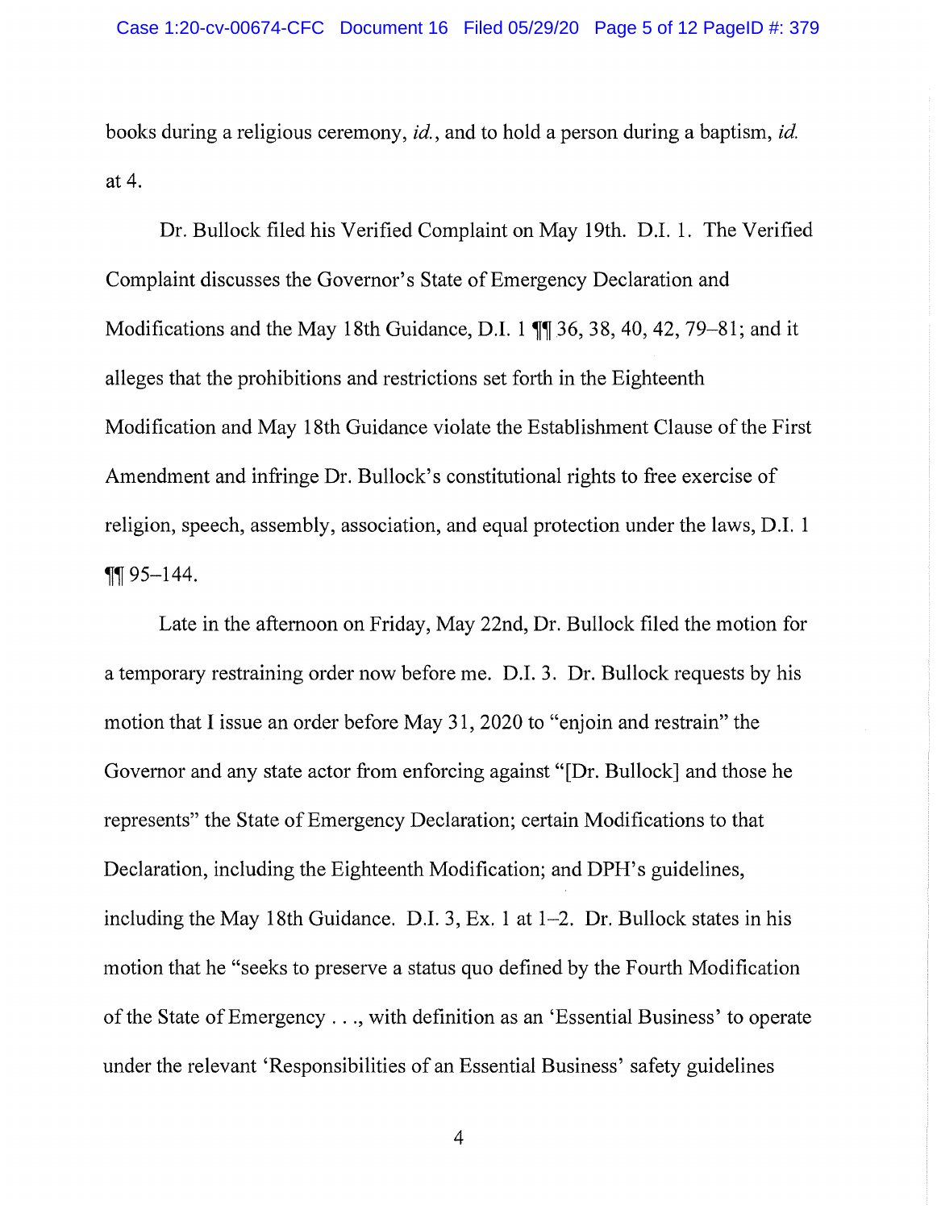books during a religious ceremony, *id.*, and to hold a person during a baptism, *id.* at 4.

Dr. Bullock filed his Verified Complaint on May 19th. D.I. 1. The Verified Complaint discusses the Governor's State of Emergency Declaration and Modifications and the May 18th Guidance, D.I. 1 ¶¶ 36, 38, 40, 42, 79–81; and it alleges that the prohibitions and restrictions set forth in the Eighteenth Modification and May 18th Guidance violate the Establishment Clause of the First Amendment and infringe Dr. Bullock's constitutional rights to free exercise of religion, speech, assembly, association, and equal protection under the laws, D.I. 1 ¶¶ 95–144.

Late in the afternoon on Friday, May 22nd, Dr. Bullock filed the motion for a temporary restraining order now before me. D.I. 3. Dr. Bullock requests by his motion that I issue an order before May 31, 2020 to "enjoin and restrain" the Governor and any state actor from enforcing against "[Dr. Bullock] and those he represents" the State of Emergency Declaration; certain Modifications to that Declaration, including the Eighteenth Modification; and DPH's guidelines, including the May 18th Guidance. D.I. 3, Ex. 1 at 1–2. Dr. Bullock states in his motion that he "seeks to preserve a status quo defined by the Fourth Modification of the State of Emergency . . ., with definition as an 'Essential Business' to operate under the relevant 'Responsibilities of an Essential Business' safety guidelines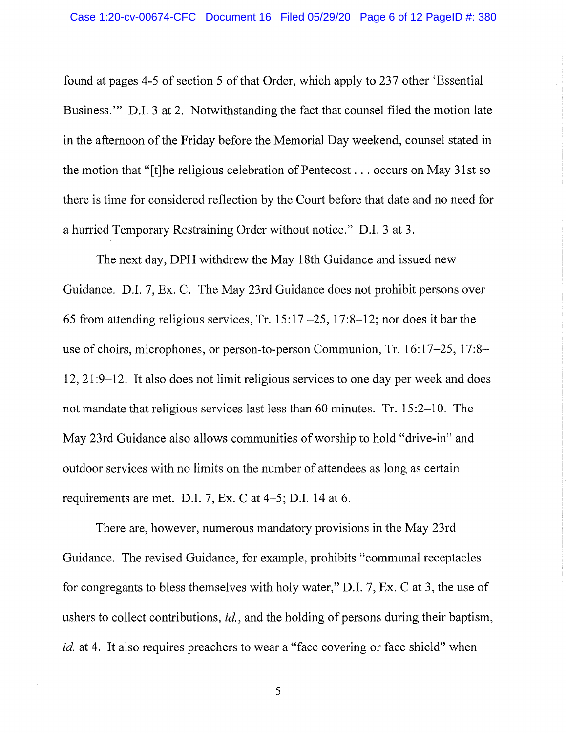found at pages 4-5 of section 5 of that Order, which apply to 237 other 'Essential Business.'" D.I. 3 at 2. Notwithstanding the fact that counsel filed the motion late in the afternoon of the Friday before the Memorial Day weekend, counsel stated in the motion that "[t]he religious celebration of Pentecost . . . occurs on May 31st so there is time for considered reflection by the Court before that date and no need for a hurried Temporary Restraining Order without notice." D.I. 3 at 3.

The next day, DPH withdrew the May 18th Guidance and issued new Guidance. D.I. 7, Ex. C. The May 23rd Guidance does not prohibit persons over 65 from attending religious services, Tr. 15:17 –25, 17:8–12; nor does it bar the use of choirs, microphones, or person-to-person Communion, Tr. 16:17–25, 17:8–12, 21:9–12. It also does not limit religious services to one day per week and does not mandate that religious services last less than 60 minutes. Tr. 15:2–10. The May 23rd Guidance also allows communities of worship to hold "drive-in" and outdoor services with no limits on the number of attendees as long as certain requirements are met. D.I. 7, Ex. C at 4–5; D.I. 14 at 6.

There are, however, numerous mandatory provisions in the May 23rd Guidance. The revised Guidance, for example, prohibits "communal receptacles for congregants to bless themselves with holy water," D.I. 7, Ex. C at 3, the use of ushers to collect contributions, *id.*, and the holding of persons during their baptism, *id.* at 4. It also requires preachers to wear a "face covering or face shield" when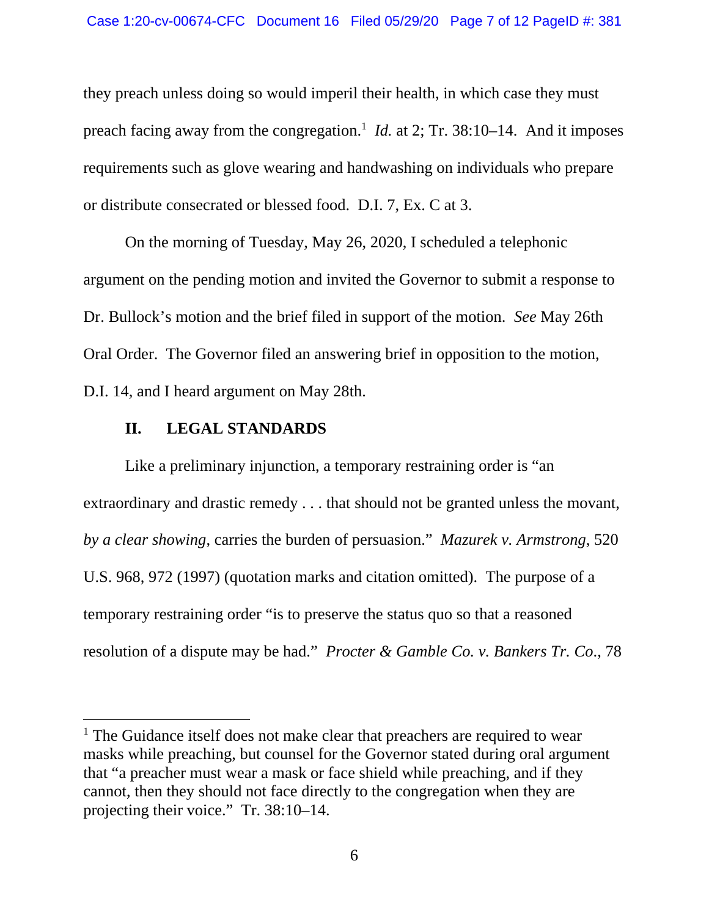they preach unless doing so would imperil their health, in which case they must preach facing away from the congregation.[1] *Id.* at 2; Tr. 38:10–14. And it imposes requirements such as glove wearing and handwashing on individuals who prepare or distribute consecrated or blessed food. D.I. 7, Ex. C at 3.

On the morning of Tuesday, May 26, 2020, I scheduled a telephonic argument on the pending motion and invited the Governor to submit a response to Dr. Bullock's motion and the brief filed in support of the motion. *See* May 26th Oral Order. The Governor filed an answering brief in opposition to the motion, D.I. 14, and I heard argument on May 28th.

## II. LEGAL STANDARDS

Like a preliminary injunction, a temporary restraining order is "an extraordinary and drastic remedy . . . that should not be granted unless the movant, *by a clear showing*, carries the burden of persuasion." *Mazurek v. Armstrong*, 520 U.S. 968, 972 (1997) (quotation marks and citation omitted). The purpose of a temporary restraining order "is to preserve the status quo so that a reasoned resolution of a dispute may be had." *Procter & Gamble Co. v. Bankers Tr. Co.*, 78

---

[1] The Guidance itself does not make clear that preachers are required to wear masks while preaching, but counsel for the Governor stated during oral argument that "a preacher must wear a mask or face shield while preaching, and if they cannot, then they should not face directly to the congregation when they are projecting their voice." Tr. 38:10–14.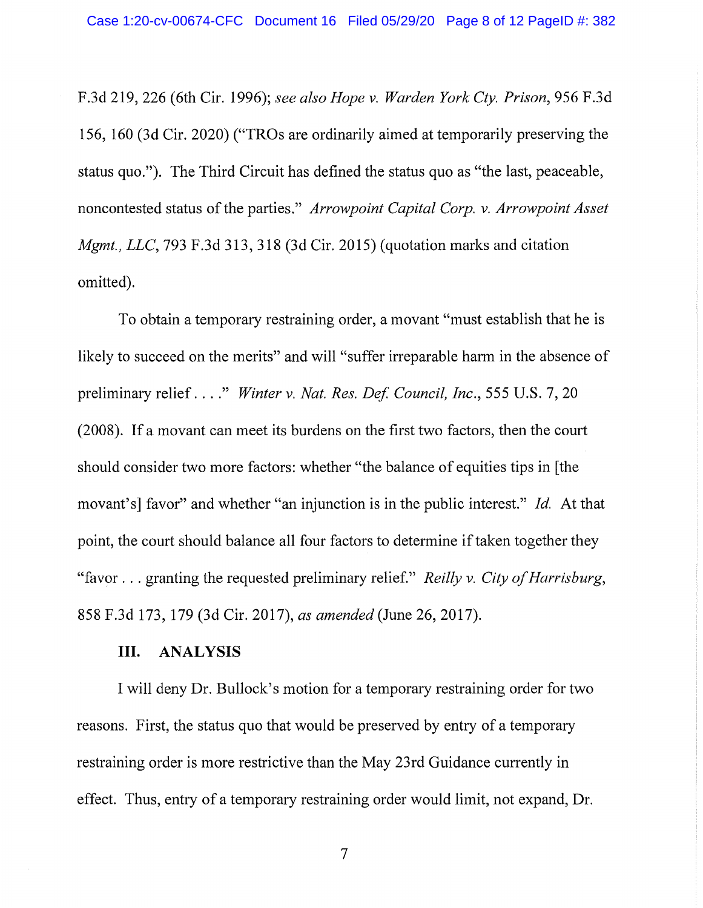F.3d 219, 226 (6th Cir. 1996); *see also Hope v. Warden York Cty. Prison*, 956 F.3d 156, 160 (3d Cir. 2020) ("TROs are ordinarily aimed at temporarily preserving the status quo."). The Third Circuit has defined the status quo as "the last, peaceable, noncontested status of the parties." *Arrowpoint Capital Corp. v. Arrowpoint Asset Mgmt., LLC*, 793 F.3d 313, 318 (3d Cir. 2015) (quotation marks and citation omitted).

To obtain a temporary restraining order, a movant "must establish that he is likely to succeed on the merits" and will "suffer irreparable harm in the absence of preliminary relief . . . ." *Winter v. Nat. Res. Def. Council, Inc.*, 555 U.S. 7, 20 (2008). If a movant can meet its burdens on the first two factors, then the court should consider two more factors: whether "the balance of equities tips in [the movant's] favor" and whether "an injunction is in the public interest." *Id.* At that point, the court should balance all four factors to determine if taken together they "favor . . . granting the requested preliminary relief." *Reilly v. City of Harrisburg*, 858 F.3d 173, 179 (3d Cir. 2017), *as amended* (June 26, 2017).

## III. ANALYSIS

I will deny Dr. Bullock's motion for a temporary restraining order for two reasons. First, the status quo that would be preserved by entry of a temporary restraining order is more restrictive than the May 23rd Guidance currently in effect. Thus, entry of a temporary restraining order would limit, not expand, Dr.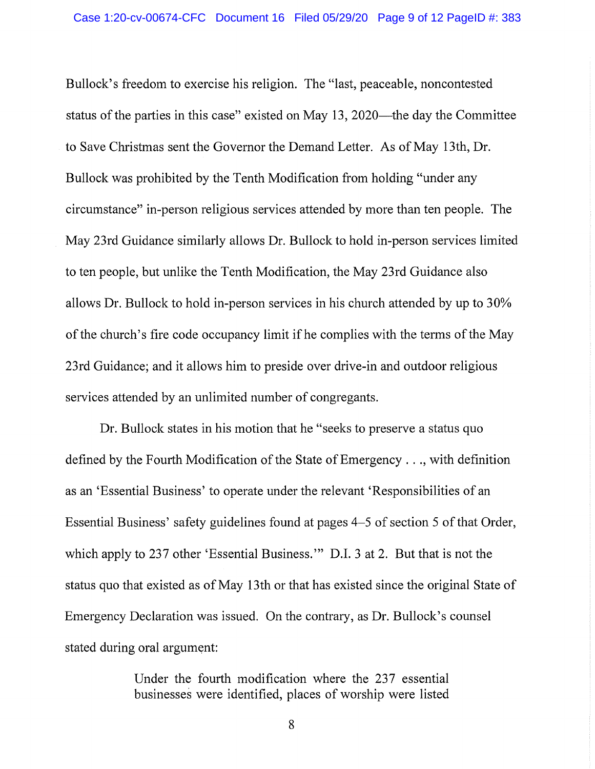Bullock's freedom to exercise his religion. The "last, peaceable, noncontested status of the parties in this case" existed on May 13, 2020—the day the Committee to Save Christmas sent the Governor the Demand Letter. As of May 13th, Dr. Bullock was prohibited by the Tenth Modification from holding "under any circumstance" in-person religious services attended by more than ten people. The May 23rd Guidance similarly allows Dr. Bullock to hold in-person services limited to ten people, but unlike the Tenth Modification, the May 23rd Guidance also allows Dr. Bullock to hold in-person services in his church attended by up to 30% of the church's fire code occupancy limit if he complies with the terms of the May 23rd Guidance; and it allows him to preside over drive-in and outdoor religious services attended by an unlimited number of congregants.

Dr. Bullock states in his motion that he "seeks to preserve a status quo defined by the Fourth Modification of the State of Emergency . . ., with definition as an 'Essential Business' to operate under the relevant 'Responsibilities of an Essential Business' safety guidelines found at pages 4–5 of section 5 of that Order, which apply to 237 other 'Essential Business.'" D.I. 3 at 2. But that is not the status quo that existed as of May 13th or that has existed since the original State of Emergency Declaration was issued. On the contrary, as Dr. Bullock's counsel stated during oral argument:

> Under the fourth modification where the 237 essential businesses were identified, places of worship were listed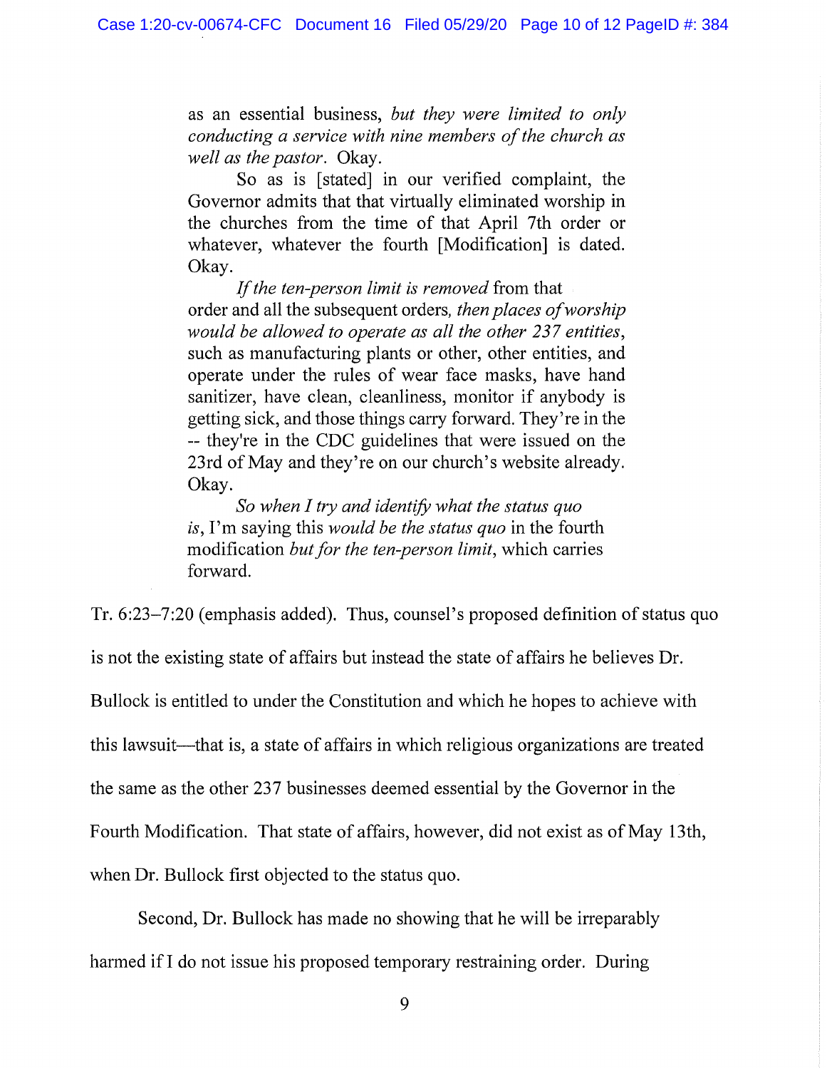> as an essential business, *but they were limited to only conducting a service with nine members of the church as well as the pastor*. Okay.
>
> So as is [stated] in our verified complaint, the Governor admits that that virtually eliminated worship in the churches from the time of that April 7th order or whatever, whatever the fourth [Modification] is dated. Okay.
>
> *If the ten-person limit is removed* from that order and all the subsequent orders, *then places of worship would be allowed to operate as all the other 237 entities*, such as manufacturing plants or other, other entities, and operate under the rules of wear face masks, have hand sanitizer, have clean, cleanliness, monitor if anybody is getting sick, and those things carry forward. They're in the -- they're in the CDC guidelines that were issued on the 23rd of May and they're on our church's website already. Okay.
>
> *So when I try and identify what the status quo is*, I'm saying this *would be the status quo* in the fourth modification *but for the ten-person limit*, which carries forward.

Tr. 6:23–7:20 (emphasis added). Thus, counsel's proposed definition of status quo is not the existing state of affairs but instead the state of affairs he believes Dr. Bullock is entitled to under the Constitution and which he hopes to achieve with this lawsuit—that is, a state of affairs in which religious organizations are treated the same as the other 237 businesses deemed essential by the Governor in the Fourth Modification. That state of affairs, however, did not exist as of May 13th, when Dr. Bullock first objected to the status quo.

Second, Dr. Bullock has made no showing that he will be irreparably harmed if I do not issue his proposed temporary restraining order. During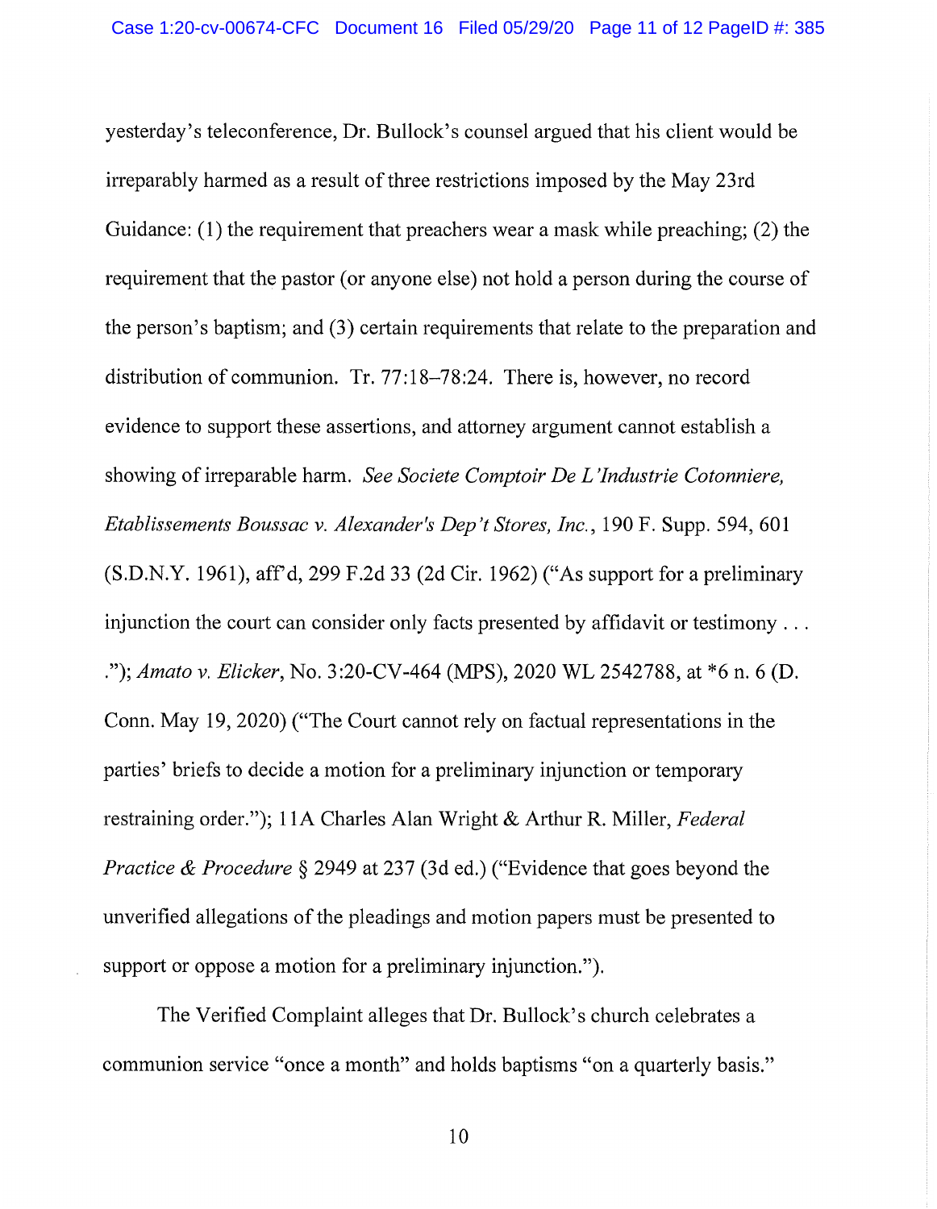yesterday's teleconference, Dr. Bullock's counsel argued that his client would be irreparably harmed as a result of three restrictions imposed by the May 23rd Guidance: (1) the requirement that preachers wear a mask while preaching; (2) the requirement that the pastor (or anyone else) not hold a person during the course of the person's baptism; and (3) certain requirements that relate to the preparation and distribution of communion. Tr. 77:18–78:24. There is, however, no record evidence to support these assertions, and attorney argument cannot establish a showing of irreparable harm. *See Societe Comptoir De L'Industrie Cotonniere, Etablissements Boussac v. Alexander's Dep't Stores, Inc.*, 190 F. Supp. 594, 601 (S.D.N.Y. 1961), aff'd, 299 F.2d 33 (2d Cir. 1962) ("As support for a preliminary injunction the court can consider only facts presented by affidavit or testimony . . . ."); *Amato v. Elicker*, No. 3:20-CV-464 (MPS), 2020 WL 2542788, at *6 n. 6 (D. Conn. May 19, 2020) ("The Court cannot rely on factual representations in the parties' briefs to decide a motion for a preliminary injunction or temporary restraining order."); 11A Charles Alan Wright & Arthur R. Miller, *Federal Practice & Procedure* § 2949 at 237 (3d ed.) ("Evidence that goes beyond the unverified allegations of the pleadings and motion papers must be presented to support or oppose a motion for a preliminary injunction.").

The Verified Complaint alleges that Dr. Bullock's church celebrates a communion service "once a month" and holds baptisms "on a quarterly basis."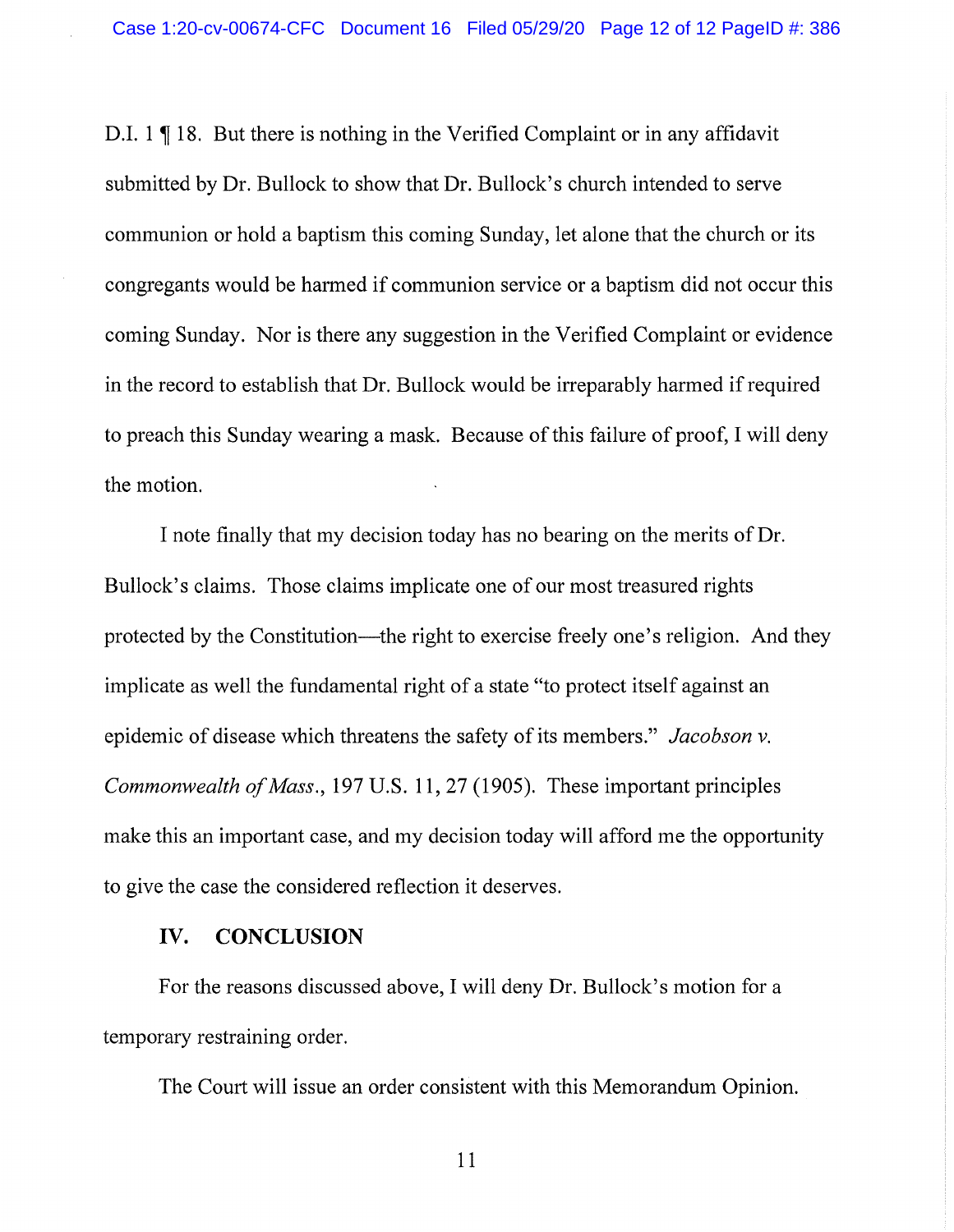D.I. 1 ¶ 18. But there is nothing in the Verified Complaint or in any affidavit submitted by Dr. Bullock to show that Dr. Bullock's church intended to serve communion or hold a baptism this coming Sunday, let alone that the church or its congregants would be harmed if communion service or a baptism did not occur this coming Sunday. Nor is there any suggestion in the Verified Complaint or evidence in the record to establish that Dr. Bullock would be irreparably harmed if required to preach this Sunday wearing a mask. Because of this failure of proof, I will deny the motion.

I note finally that my decision today has no bearing on the merits of Dr. Bullock's claims. Those claims implicate one of our most treasured rights protected by the Constitution—the right to exercise freely one's religion. And they implicate as well the fundamental right of a state "to protect itself against an epidemic of disease which threatens the safety of its members." *Jacobson v. Commonwealth of Mass.*, 197 U.S. 11, 27 (1905). These important principles make this an important case, and my decision today will afford me the opportunity to give the case the considered reflection it deserves.

## IV. CONCLUSION

For the reasons discussed above, I will deny Dr. Bullock's motion for a temporary restraining order.

The Court will issue an order consistent with this Memorandum Opinion.